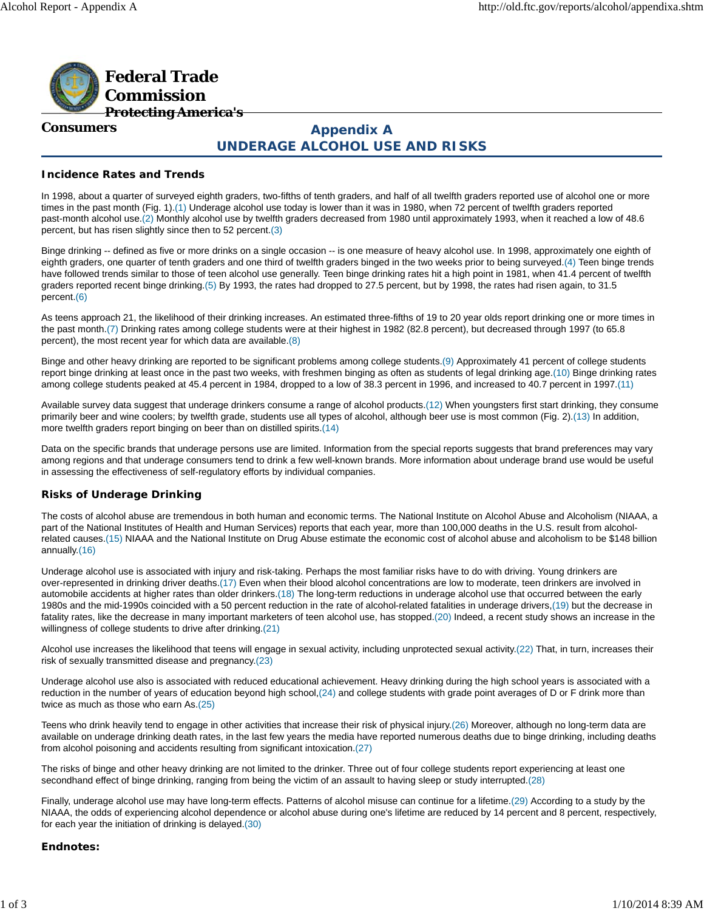**Federal Trade Commission**
**Protecting America's Consumers**

# Appendix A
# UNDERAGE ALCOHOL USE AND RISKS

### Incidence Rates and Trends

In 1998, about a quarter of surveyed eighth graders, two-fifths of tenth graders, and half of all twelfth graders reported use of alcohol one or more times in the past month (Fig. 1).(1) Underage alcohol use today is lower than it was in 1980, when 72 percent of twelfth graders reported past-month alcohol use.(2) Monthly alcohol use by twelfth graders decreased from 1980 until approximately 1993, when it reached a low of 48.6 percent, but has risen slightly since then to 52 percent.(3)

Binge drinking -- defined as five or more drinks on a single occasion -- is one measure of heavy alcohol use. In 1998, approximately one eighth of eighth graders, one quarter of tenth graders and one third of twelfth graders binged in the two weeks prior to being surveyed.(4) Teen binge trends have followed trends similar to those of teen alcohol use generally. Teen binge drinking rates hit a high point in 1981, when 41.4 percent of twelfth graders reported recent binge drinking.(5) By 1993, the rates had dropped to 27.5 percent, but by 1998, the rates had risen again, to 31.5 percent.(6)

As teens approach 21, the likelihood of their drinking increases. An estimated three-fifths of 19 to 20 year olds report drinking one or more times in the past month.(7) Drinking rates among college students were at their highest in 1982 (82.8 percent), but decreased through 1997 (to 65.8 percent), the most recent year for which data are available.(8)

Binge and other heavy drinking are reported to be significant problems among college students.(9) Approximately 41 percent of college students report binge drinking at least once in the past two weeks, with freshmen binging as often as students of legal drinking age.(10) Binge drinking rates among college students peaked at 45.4 percent in 1984, dropped to a low of 38.3 percent in 1996, and increased to 40.7 percent in 1997.(11)

Available survey data suggest that underage drinkers consume a range of alcohol products.(12) When youngsters first start drinking, they consume primarily beer and wine coolers; by twelfth grade, students use all types of alcohol, although beer use is most common (Fig. 2).(13) In addition, more twelfth graders report binging on beer than on distilled spirits.(14)

Data on the specific brands that underage persons use are limited. Information from the special reports suggests that brand preferences may vary among regions and that underage consumers tend to drink a few well-known brands. More information about underage brand use would be useful in assessing the effectiveness of self-regulatory efforts by individual companies.

### Risks of Underage Drinking

The costs of alcohol abuse are tremendous in both human and economic terms. The National Institute on Alcohol Abuse and Alcoholism (NIAAA, a part of the National Institutes of Health and Human Services) reports that each year, more than 100,000 deaths in the U.S. result from alcohol-related causes.(15) NIAAA and the National Institute on Drug Abuse estimate the economic cost of alcohol abuse and alcoholism to be $148 billion annually.(16)

Underage alcohol use is associated with injury and risk-taking. Perhaps the most familiar risks have to do with driving. Young drinkers are over-represented in drinking driver deaths.(17) Even when their blood alcohol concentrations are low to moderate, teen drinkers are involved in automobile accidents at higher rates than older drinkers.(18) The long-term reductions in underage alcohol use that occurred between the early 1980s and the mid-1990s coincided with a 50 percent reduction in the rate of alcohol-related fatalities in underage drivers,(19) but the decrease in fatality rates, like the decrease in many important marketers of teen alcohol use, has stopped.(20) Indeed, a recent study shows an increase in the willingness of college students to drive after drinking.(21)

Alcohol use increases the likelihood that teens will engage in sexual activity, including unprotected sexual activity.(22) That, in turn, increases their risk of sexually transmitted disease and pregnancy.(23)

Underage alcohol use also is associated with reduced educational achievement. Heavy drinking during the high school years is associated with a reduction in the number of years of education beyond high school,(24) and college students with grade point averages of D or F drink more than twice as much as those who earn As.(25)

Teens who drink heavily tend to engage in other activities that increase their risk of physical injury.(26) Moreover, although no long-term data are available on underage drinking death rates, in the last few years the media have reported numerous deaths due to binge drinking, including deaths from alcohol poisoning and accidents resulting from significant intoxication.(27)

The risks of binge and other heavy drinking are not limited to the drinker. Three out of four college students report experiencing at least one secondhand effect of binge drinking, ranging from being the victim of an assault to having sleep or study interrupted.(28)

Finally, underage alcohol use may have long-term effects. Patterns of alcohol misuse can continue for a lifetime.(29) According to a study by the NIAAA, the odds of experiencing alcohol dependence or alcohol abuse during one's lifetime are reduced by 14 percent and 8 percent, respectively, for each year the initiation of drinking is delayed.(30)

### Endnotes: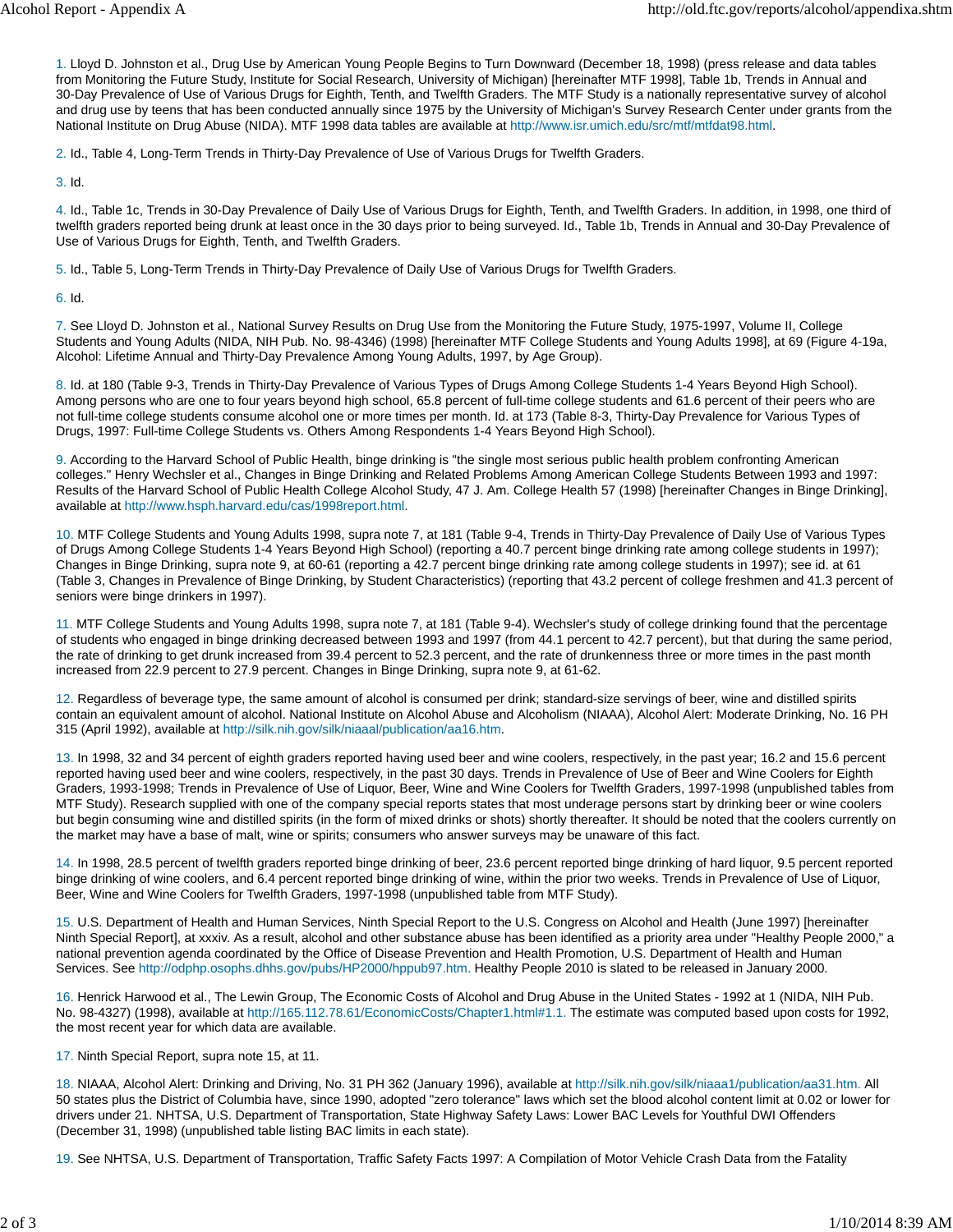1. Lloyd D. Johnston et al., Drug Use by American Young People Begins to Turn Downward (December 18, 1998) (press release and data tables from Monitoring the Future Study, Institute for Social Research, University of Michigan) [hereinafter MTF 1998], Table 1b, Trends in Annual and 30-Day Prevalence of Use of Various Drugs for Eighth, Tenth, and Twelfth Graders. The MTF Study is a nationally representative survey of alcohol and drug use by teens that has been conducted annually since 1975 by the University of Michigan's Survey Research Center under grants from the National Institute on Drug Abuse (NIDA). MTF 1998 data tables are available at http://www.isr.umich.edu/src/mtf/mtfdat98.html.

2. Id., Table 4, Long-Term Trends in Thirty-Day Prevalence of Use of Various Drugs for Twelfth Graders.

3. Id.

4. Id., Table 1c, Trends in 30-Day Prevalence of Daily Use of Various Drugs for Eighth, Tenth, and Twelfth Graders. In addition, in 1998, one third of twelfth graders reported being drunk at least once in the 30 days prior to being surveyed. Id., Table 1b, Trends in Annual and 30-Day Prevalence of Use of Various Drugs for Eighth, Tenth, and Twelfth Graders.

5. Id., Table 5, Long-Term Trends in Thirty-Day Prevalence of Daily Use of Various Drugs for Twelfth Graders.

6. Id.

7. See Lloyd D. Johnston et al., National Survey Results on Drug Use from the Monitoring the Future Study, 1975-1997, Volume II, College Students and Young Adults (NIDA, NIH Pub. No. 98-4346) (1998) [hereinafter MTF College Students and Young Adults 1998], at 69 (Figure 4-19a, Alcohol: Lifetime Annual and Thirty-Day Prevalence Among Young Adults, 1997, by Age Group).

8. Id. at 180 (Table 9-3, Trends in Thirty-Day Prevalence of Various Types of Drugs Among College Students 1-4 Years Beyond High School). Among persons who are one to four years beyond high school, 65.8 percent of full-time college students and 61.6 percent of their peers who are not full-time college students consume alcohol one or more times per month. Id. at 173 (Table 8-3, Thirty-Day Prevalence for Various Types of Drugs, 1997: Full-time College Students vs. Others Among Respondents 1-4 Years Beyond High School).

9. According to the Harvard School of Public Health, binge drinking is "the single most serious public health problem confronting American colleges." Henry Wechsler et al., Changes in Binge Drinking and Related Problems Among American College Students Between 1993 and 1997: Results of the Harvard School of Public Health College Alcohol Study, 47 J. Am. College Health 57 (1998) [hereinafter Changes in Binge Drinking], available at http://www.hsph.harvard.edu/cas/1998report.html.

10. MTF College Students and Young Adults 1998, supra note 7, at 181 (Table 9-4, Trends in Thirty-Day Prevalence of Daily Use of Various Types of Drugs Among College Students 1-4 Years Beyond High School) (reporting a 40.7 percent binge drinking rate among college students in 1997); Changes in Binge Drinking, supra note 9, at 60-61 (reporting a 42.7 percent binge drinking rate among college students in 1997); see id. at 61 (Table 3, Changes in Prevalence of Binge Drinking, by Student Characteristics) (reporting that 43.2 percent of college freshmen and 41.3 percent of seniors were binge drinkers in 1997).

11. MTF College Students and Young Adults 1998, supra note 7, at 181 (Table 9-4). Wechsler's study of college drinking found that the percentage of students who engaged in binge drinking decreased between 1993 and 1997 (from 44.1 percent to 42.7 percent), but that during the same period, the rate of drinking to get drunk increased from 39.4 percent to 52.3 percent, and the rate of drunkenness three or more times in the past month increased from 22.9 percent to 27.9 percent. Changes in Binge Drinking, supra note 9, at 61-62.

12. Regardless of beverage type, the same amount of alcohol is consumed per drink; standard-size servings of beer, wine and distilled spirits contain an equivalent amount of alcohol. National Institute on Alcohol Abuse and Alcoholism (NIAAA), Alcohol Alert: Moderate Drinking, No. 16 PH 315 (April 1992), available at http://silk.nih.gov/silk/niaaa1/publication/aa16.htm.

13. In 1998, 32 and 34 percent of eighth graders reported having used beer and wine coolers, respectively, in the past year; 16.2 and 15.6 percent reported having used beer and wine coolers, respectively, in the past 30 days. Trends in Prevalence of Use of Beer and Wine Coolers for Eighth Graders, 1993-1998; Trends in Prevalence of Use of Liquor, Beer, Wine and Wine Coolers for Twelfth Graders, 1997-1998 (unpublished tables from MTF Study). Research supplied with one of the company special reports states that most underage persons start by drinking beer or wine coolers but begin consuming wine and distilled spirits (in the form of mixed drinks or shots) shortly thereafter. It should be noted that the coolers currently on the market may have a base of malt, wine or spirits; consumers who answer surveys may be unaware of this fact.

14. In 1998, 28.5 percent of twelfth graders reported binge drinking of beer, 23.6 percent reported binge drinking of hard liquor, 9.5 percent reported binge drinking of wine coolers, and 6.4 percent reported binge drinking of wine, within the prior two weeks. Trends in Prevalence of Use of Liquor, Beer, Wine and Wine Coolers for Twelfth Graders, 1997-1998 (unpublished table from MTF Study).

15. U.S. Department of Health and Human Services, Ninth Special Report to the U.S. Congress on Alcohol and Health (June 1997) [hereinafter Ninth Special Report], at xxxiv. As a result, alcohol and other substance abuse has been identified as a priority area under "Healthy People 2000," a national prevention agenda coordinated by the Office of Disease Prevention and Health Promotion, U.S. Department of Health and Human Services. See http://odphp.osophs.dhhs.gov/pubs/HP2000/hppub97.htm. Healthy People 2010 is slated to be released in January 2000.

16. Henrick Harwood et al., The Lewin Group, The Economic Costs of Alcohol and Drug Abuse in the United States - 1992 at 1 (NIDA, NIH Pub. No. 98-4327) (1998), available at http://165.112.78.61/EconomicCosts/Chapter1.html#1.1. The estimate was computed based upon costs for 1992, the most recent year for which data are available.

17. Ninth Special Report, supra note 15, at 11.

18. NIAAA, Alcohol Alert: Drinking and Driving, No. 31 PH 362 (January 1996), available at http://silk.nih.gov/silk/niaaa1/publication/aa31.htm. All 50 states plus the District of Columbia have, since 1990, adopted "zero tolerance" laws which set the blood alcohol content limit at 0.02 or lower for drivers under 21. NHTSA, U.S. Department of Transportation, State Highway Safety Laws: Lower BAC Levels for Youthful DWI Offenders (December 31, 1998) (unpublished table listing BAC limits in each state).

19. See NHTSA, U.S. Department of Transportation, Traffic Safety Facts 1997: A Compilation of Motor Vehicle Crash Data from the Fatality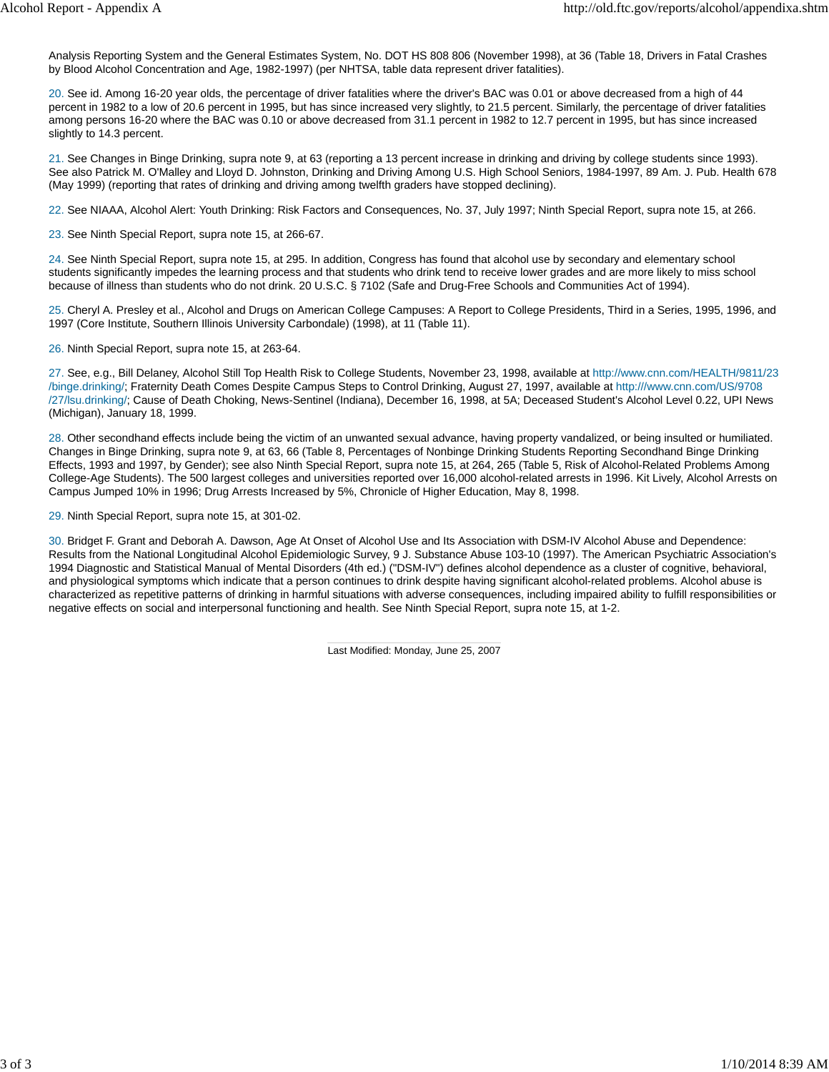Analysis Reporting System and the General Estimates System, No. DOT HS 808 806 (November 1998), at 36 (Table 18, Drivers in Fatal Crashes by Blood Alcohol Concentration and Age, 1982-1997) (per NHTSA, table data represent driver fatalities).

20. See id. Among 16-20 year olds, the percentage of driver fatalities where the driver's BAC was 0.01 or above decreased from a high of 44 percent in 1982 to a low of 20.6 percent in 1995, but has since increased very slightly, to 21.5 percent. Similarly, the percentage of driver fatalities among persons 16-20 where the BAC was 0.10 or above decreased from 31.1 percent in 1982 to 12.7 percent in 1995, but has since increased slightly to 14.3 percent.

21. See Changes in Binge Drinking, supra note 9, at 63 (reporting a 13 percent increase in drinking and driving by college students since 1993). See also Patrick M. O'Malley and Lloyd D. Johnston, Drinking and Driving Among U.S. High School Seniors, 1984-1997, 89 Am. J. Pub. Health 678 (May 1999) (reporting that rates of drinking and driving among twelfth graders have stopped declining).

22. See NIAAA, Alcohol Alert: Youth Drinking: Risk Factors and Consequences, No. 37, July 1997; Ninth Special Report, supra note 15, at 266.

23. See Ninth Special Report, supra note 15, at 266-67.

24. See Ninth Special Report, supra note 15, at 295. In addition, Congress has found that alcohol use by secondary and elementary school students significantly impedes the learning process and that students who drink tend to receive lower grades and are more likely to miss school because of illness than students who do not drink. 20 U.S.C. § 7102 (Safe and Drug-Free Schools and Communities Act of 1994).

25. Cheryl A. Presley et al., Alcohol and Drugs on American College Campuses: A Report to College Presidents, Third in a Series, 1995, 1996, and 1997 (Core Institute, Southern Illinois University Carbondale) (1998), at 11 (Table 11).

26. Ninth Special Report, supra note 15, at 263-64.

27. See, e.g., Bill Delaney, Alcohol Still Top Health Risk to College Students, November 23, 1998, available at http://www.cnn.com/HEALTH/9811/23/binge.drinking/; Fraternity Death Comes Despite Campus Steps to Control Drinking, August 27, 1997, available at http:///www.cnn.com/US/9708/27/lsu.drinking/; Cause of Death Choking, News-Sentinel (Indiana), December 16, 1998, at 5A; Deceased Student's Alcohol Level 0.22, UPI News (Michigan), January 18, 1999.

28. Other secondhand effects include being the victim of an unwanted sexual advance, having property vandalized, or being insulted or humiliated. Changes in Binge Drinking, supra note 9, at 63, 66 (Table 8, Percentages of Nonbinge Drinking Students Reporting Secondhand Binge Drinking Effects, 1993 and 1997, by Gender); see also Ninth Special Report, supra note 15, at 264, 265 (Table 5, Risk of Alcohol-Related Problems Among College-Age Students). The 500 largest colleges and universities reported over 16,000 alcohol-related arrests in 1996. Kit Lively, Alcohol Arrests on Campus Jumped 10% in 1996; Drug Arrests Increased by 5%, Chronicle of Higher Education, May 8, 1998.

29. Ninth Special Report, supra note 15, at 301-02.

30. Bridget F. Grant and Deborah A. Dawson, Age At Onset of Alcohol Use and Its Association with DSM-IV Alcohol Abuse and Dependence: Results from the National Longitudinal Alcohol Epidemiologic Survey, 9 J. Substance Abuse 103-10 (1997). The American Psychiatric Association's 1994 Diagnostic and Statistical Manual of Mental Disorders (4th ed.) ("DSM-IV") defines alcohol dependence as a cluster of cognitive, behavioral, and physiological symptoms which indicate that a person continues to drink despite having significant alcohol-related problems. Alcohol abuse is characterized as repetitive patterns of drinking in harmful situations with adverse consequences, including impaired ability to fulfill responsibilities or negative effects on social and interpersonal functioning and health. See Ninth Special Report, supra note 15, at 1-2.

Last Modified: Monday, June 25, 2007